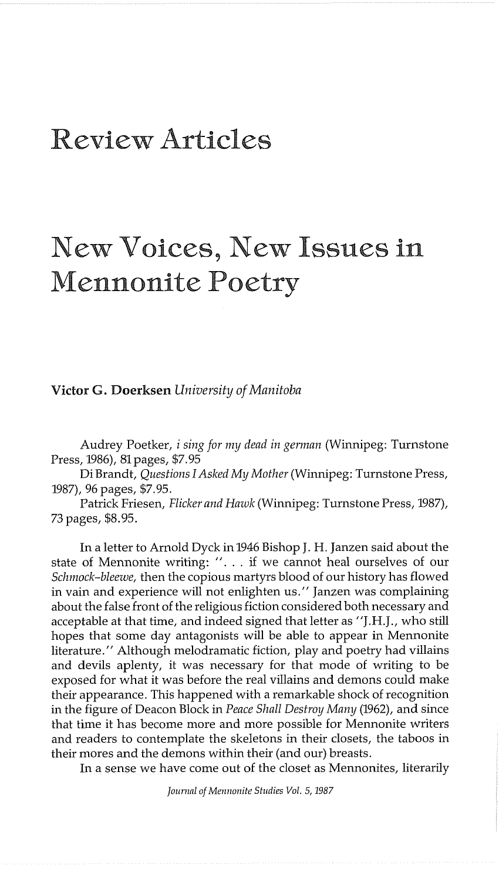# Review Articles

# New Voices, New Issues in Mennonite Poetry

**Victor G. Doerksen** *University of Manitoba*

Audrey Poetker, *i sing for my dead in german* (Winnipeg: Turnstone Press, 1986), 81 pages, $7.95

Di Brandt, *Questions I Asked My Mother* (Winnipeg: Turnstone Press, 1987), 96 pages, $7.95.

Patrick Friesen, *Flicker and Hawk* (Winnipeg: Turnstone Press, 1987), 73 pages, $8.95.

In a letter to Arnold Dyck in 1946 Bishop J. H. Janzen said about the state of Mennonite writing: ". . . if we cannot heal ourselves of our *Schmock-bleewe,* then the copious martyrs blood of our history has flowed in vain and experience will not enlighten us." Janzen was complaining about the false front of the religious fiction considered both necessary and acceptable at that time, and indeed signed that letter as "J.H.J., who still hopes that some day antagonists will be able to appear in Mennonite literature." Although melodramatic fiction, play and poetry had villains and devils aplenty, it was necessary for that mode of writing to be exposed for what it was before the real villains and demons could make their appearance. This happened with a remarkable shock of recognition in the figure of Deacon Block in *Peace Shall Destroy Many* (1962), and since that time it has become more and more possible for Mennonite writers and readers to contemplate the skeletons in their closets, the taboos in their mores and the demons within their (and our) breasts.

In a sense we have come out of the closet as Mennonites, literarily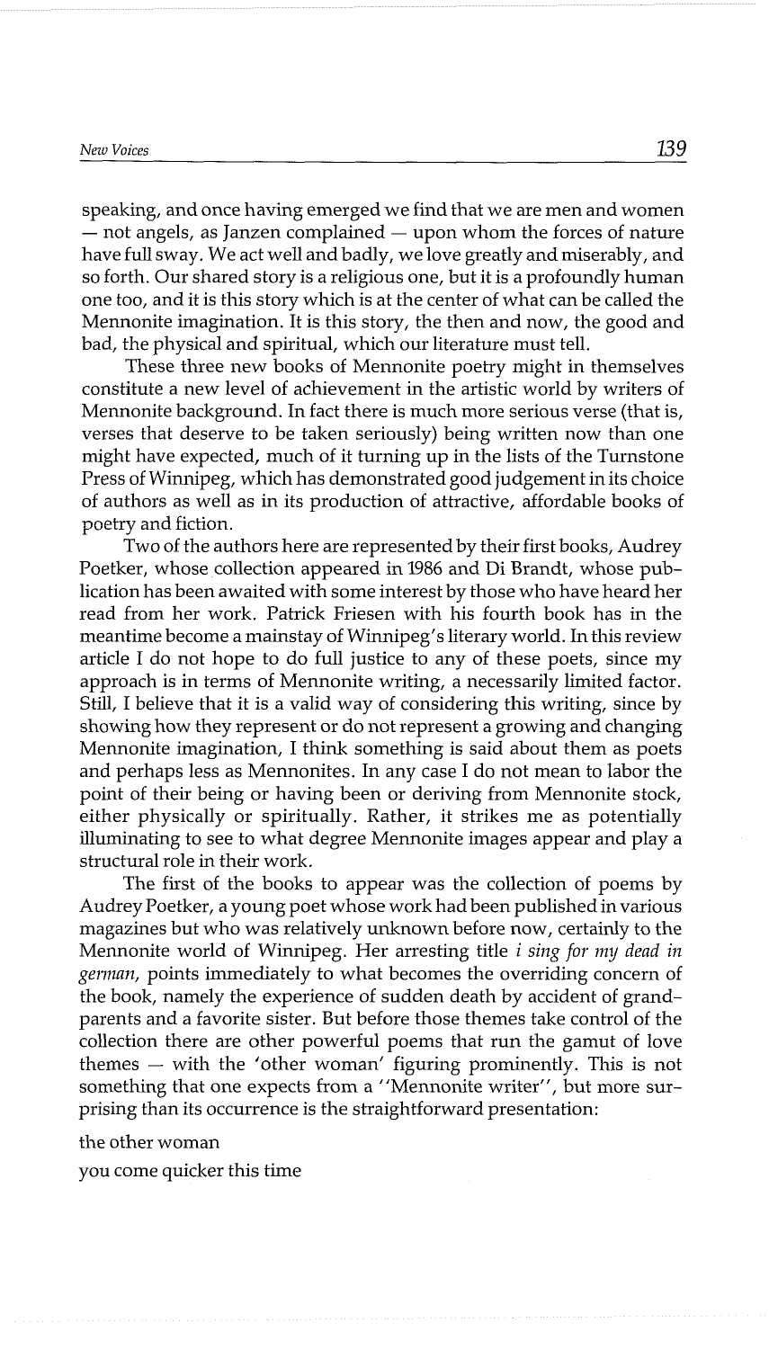speaking, and once having emerged we find that we are men and women — not angels, as Janzen complained — upon whom the forces of nature have full sway. We act well and badly, we love greatly and miserably, and so forth. Our shared story is a religious one, but it is a profoundly human one too, and it is this story which is at the center of what can be called the Mennonite imagination. It is this story, the then and now, the good and bad, the physical and spiritual, which our literature must tell.

These three new books of Mennonite poetry might in themselves constitute a new level of achievement in the artistic world by writers of Mennonite background. In fact there is much more serious verse (that is, verses that deserve to be taken seriously) being written now than one might have expected, much of it turning up in the lists of the Turnstone Press of Winnipeg, which has demonstrated good judgement in its choice of authors as well as in its production of attractive, affordable books of poetry and fiction.

Two of the authors here are represented by their first books, Audrey Poetker, whose collection appeared in 1986 and Di Brandt, whose publication has been awaited with some interest by those who have heard her read from her work. Patrick Friesen with his fourth book has in the meantime become a mainstay of Winnipeg's literary world. In this review article I do not hope to do full justice to any of these poets, since my approach is in terms of Mennonite writing, a necessarily limited factor. Still, I believe that it is a valid way of considering this writing, since by showing how they represent or do not represent a growing and changing Mennonite imagination, I think something is said about them as poets and perhaps less as Mennonites. In any case I do not mean to labor the point of their being or having been or deriving from Mennonite stock, either physically or spiritually. Rather, it strikes me as potentially illuminating to see to what degree Mennonite images appear and play a structural role in their work.

The first of the books to appear was the collection of poems by Audrey Poetker, a young poet whose work had been published in various magazines but who was relatively unknown before now, certainly to the Mennonite world of Winnipeg. Her arresting title *i sing for my dead in german*, points immediately to what becomes the overriding concern of the book, namely the experience of sudden death by accident of grandparents and a favorite sister. But before those themes take control of the collection there are other powerful poems that run the gamut of love themes — with the 'other woman' figuring prominently. This is not something that one expects from a "Mennonite writer", but more surprising than its occurrence is the straightforward presentation:

the other woman

you come quicker this time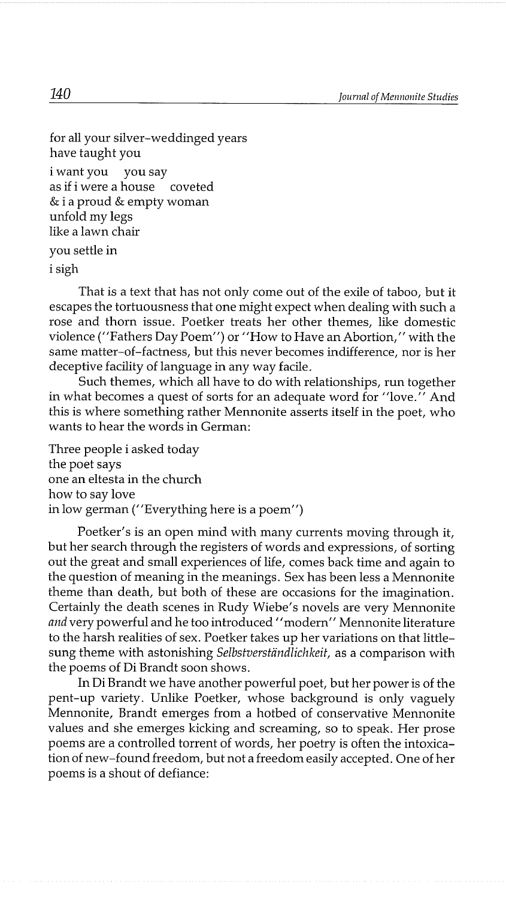for all your silver-weddinged years
have taught you

i want you    you say
as if i were a house    coveted
& i a proud & empty woman
unfold my legs
like a lawn chair

you settle in

i sigh

That is a text that has not only come out of the exile of taboo, but it escapes the tortuousness that one might expect when dealing with such a rose and thorn issue. Poetker treats her other themes, like domestic violence ("Fathers Day Poem") or "How to Have an Abortion," with the same matter-of-factness, but this never becomes indifference, nor is her deceptive facility of language in any way facile.

Such themes, which all have to do with relationships, run together in what becomes a quest of sorts for an adequate word for "love." And this is where something rather Mennonite asserts itself in the poet, who wants to hear the words in German:

Three people i asked today
the poet says
one an eltesta in the church
how to say love
in low german ("Everything here is a poem")

Poetker's is an open mind with many currents moving through it, but her search through the registers of words and expressions, of sorting out the great and small experiences of life, comes back time and again to the question of meaning in the meanings. Sex has been less a Mennonite theme than death, but both of these are occasions for the imagination. Certainly the death scenes in Rudy Wiebe's novels are very Mennonite *and* very powerful and he too introduced "modern" Mennonite literature to the harsh realities of sex. Poetker takes up her variations on that little-sung theme with astonishing *Selbstverständlichkeit,* as a comparison with the poems of Di Brandt soon shows.

In Di Brandt we have another powerful poet, but her power is of the pent-up variety. Unlike Poetker, whose background is only vaguely Mennonite, Brandt emerges from a hotbed of conservative Mennonite values and she emerges kicking and screaming, so to speak. Her prose poems are a controlled torrent of words, her poetry is often the intoxication of new-found freedom, but not a freedom easily accepted. One of her poems is a shout of defiance: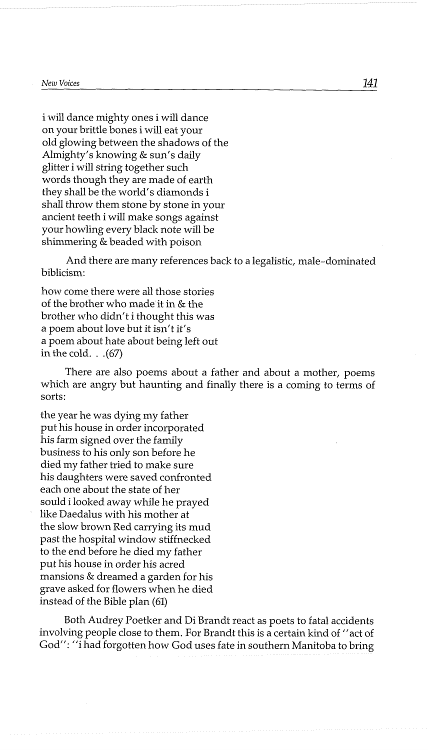i will dance mighty ones i will dance
on your brittle bones i will eat your
old glowing between the shadows of the
Almighty's knowing & sun's daily
glitter i will string together such
words though they are made of earth
they shall be the world's diamonds i
shall throw them stone by stone in your
ancient teeth i will make songs against
your howling every black note will be
shimmering & beaded with poison

And there are many references back to a legalistic, male-dominated biblicism:

how come there were all those stories
of the brother who made it in & the
brother who didn't i thought this was
a poem about love but it isn't it's
a poem about hate about being left out
in the cold. . .(67)

There are also poems about a father and about a mother, poems which are angry but haunting and finally there is a coming to terms of sorts:

the year he was dying my father
put his house in order incorporated
his farm signed over the family
business to his only son before he
died my father tried to make sure
his daughters were saved confronted
each one about the state of her
sould i looked away while he prayed
like Daedalus with his mother at
the slow brown Red carrying its mud
past the hospital window stiffnecked
to the end before he died my father
put his house in order his acred
mansions & dreamed a garden for his
grave asked for flowers when he died
instead of the Bible plan (61)

Both Audrey Poetker and Di Brandt react as poets to fatal accidents involving people close to them. For Brandt this is a certain kind of "act of God": "i had forgotten how God uses fate in southern Manitoba to bring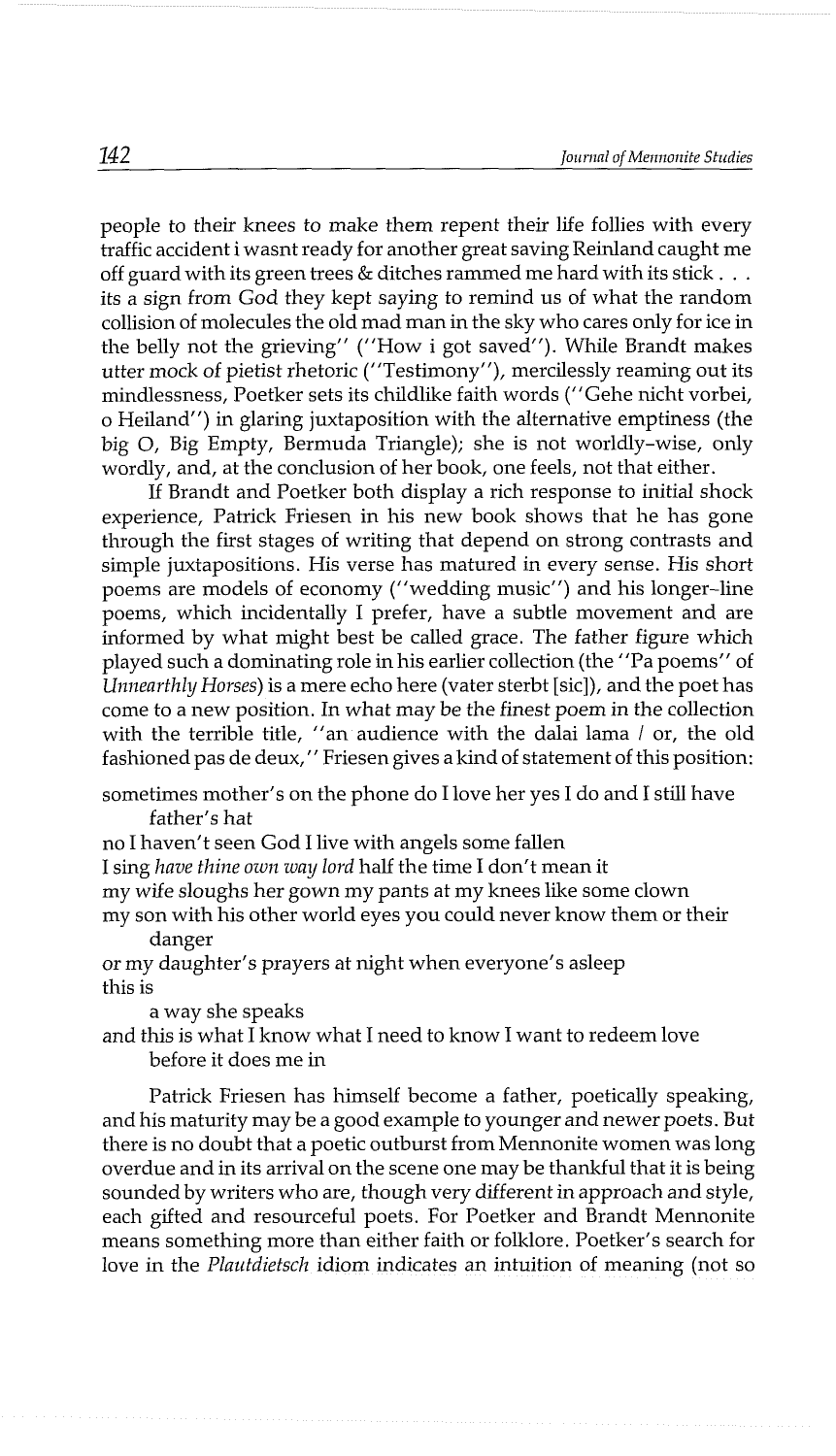people to their knees to make them repent their life follies with every traffic accident i wasnt ready for another great saving Reinland caught me off guard with its green trees & ditches rammed me hard with its stick . . . its a sign from God they kept saying to remind us of what the random collision of molecules the old mad man in the sky who cares only for ice in the belly not the grieving" ("How i got saved"). While Brandt makes utter mock of pietist rhetoric ("Testimony"), mercilessly reaming out its mindlessness, Poetker sets its childlike faith words ("Gehe nicht vorbei, o Heiland") in glaring juxtaposition with the alternative emptiness (the big O, Big Empty, Bermuda Triangle); she is not worldly-wise, only wordly, and, at the conclusion of her book, one feels, not that either.

If Brandt and Poetker both display a rich response to initial shock experience, Patrick Friesen in his new book shows that he has gone through the first stages of writing that depend on strong contrasts and simple juxtapositions. His verse has matured in every sense. His short poems are models of economy ("wedding music") and his longer-line poems, which incidentally I prefer, have a subtle movement and are informed by what might best be called grace. The father figure which played such a dominating role in his earlier collection (the "Pa poems" of *Unnearthly Horses*) is a mere echo here (vater sterbt [sic]), and the poet has come to a new position. In what may be the finest poem in the collection with the terrible title, "an audience with the dalai lama / or, the old fashioned pas de deux," Friesen gives a kind of statement of this position:

sometimes mother's on the phone do I love her yes I do and I still have
    father's hat
no I haven't seen God I live with angels some fallen
I sing *have thine own way lord* half the time I don't mean it
my wife sloughs her gown my pants at my knees like some clown
my son with his other world eyes you could never know them or their
    danger
or my daughter's prayers at night when everyone's asleep
this is
    a way she speaks
and this is what I know what I need to know I want to redeem love
    before it does me in

Patrick Friesen has himself become a father, poetically speaking, and his maturity may be a good example to younger and newer poets. But there is no doubt that a poetic outburst from Mennonite women was long overdue and in its arrival on the scene one may be thankful that it is being sounded by writers who are, though very different in approach and style, each gifted and resourceful poets. For Poetker and Brandt Mennonite means something more than either faith or folklore. Poetker's search for love in the *Plautdietsch* idiom indicates an intuition of meaning (not so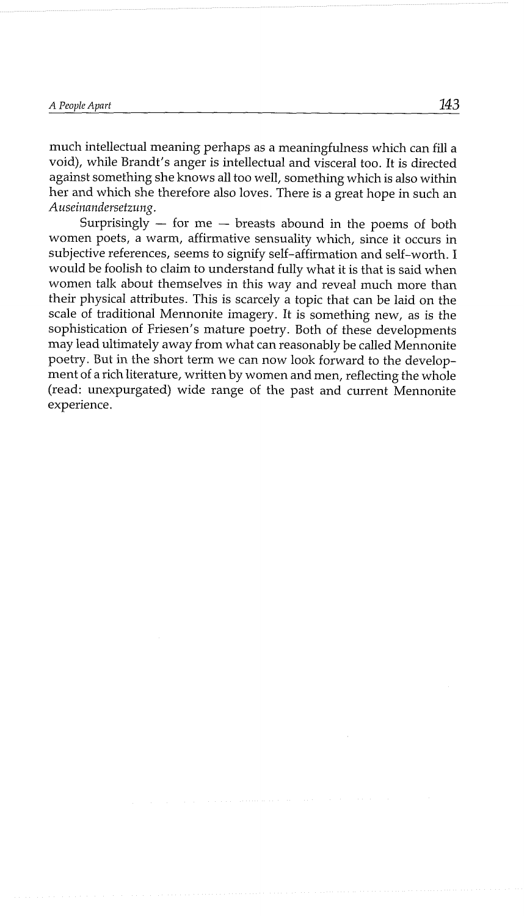much intellectual meaning perhaps as a meaningfulness which can fill a void), while Brandt's anger is intellectual and visceral too. It is directed against something she knows all too well, something which is also within her and which she therefore also loves. There is a great hope in such an *Auseinandersetzung*.

Surprisingly — for me — breasts abound in the poems of both women poets, a warm, affirmative sensuality which, since it occurs in subjective references, seems to signify self-affirmation and self-worth. I would be foolish to claim to understand fully what it is that is said when women talk about themselves in this way and reveal much more than their physical attributes. This is scarcely a topic that can be laid on the scale of traditional Mennonite imagery. It is something new, as is the sophistication of Friesen's mature poetry. Both of these developments may lead ultimately away from what can reasonably be called Mennonite poetry. But in the short term we can now look forward to the development of a rich literature, written by women and men, reflecting the whole (read: unexpurgated) wide range of the past and current Mennonite experience.